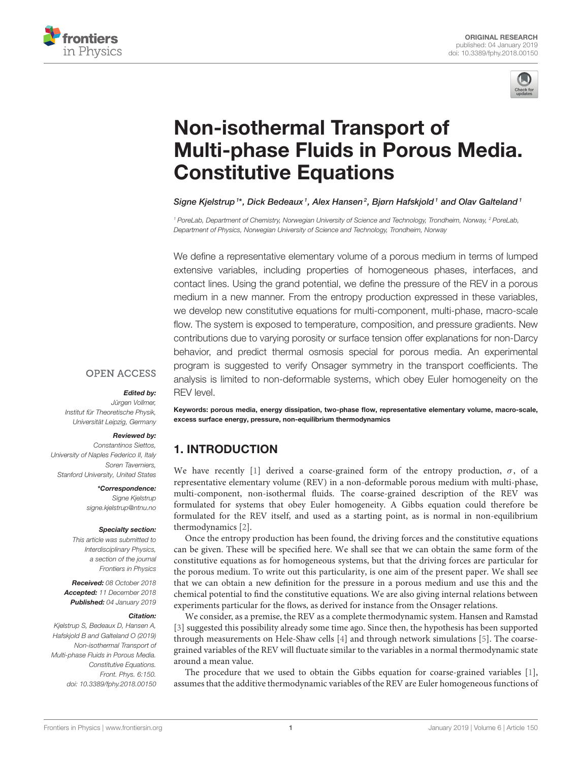ORIGINAL RESEARCH
published: 04 January 2019
doi: 10.3389/fphy.2018.00150

# Non-isothermal Transport of Multi-phase Fluids in Porous Media. Constitutive Equations

*Signe Kjelstrup[1]\*, Dick Bedeaux[1], Alex Hansen[2], Bjørn Hafskjold[1] and Olav Galteland[1]*

[1] PoreLab, Department of Chemistry, Norwegian University of Science and Technology, Trondheim, Norway, [2] PoreLab, Department of Physics, Norwegian University of Science and Technology, Trondheim, Norway

We define a representative elementary volume of a porous medium in terms of lumped extensive variables, including properties of homogeneous phases, interfaces, and contact lines. Using the grand potential, we define the pressure of the REV in a porous medium in a new manner. From the entropy production expressed in these variables, we develop new constitutive equations for multi-component, multi-phase, macro-scale flow. The system is exposed to temperature, composition, and pressure gradients. New contributions due to varying porosity or surface tension offer explanations for non-Darcy behavior, and predict thermal osmosis special for porous media. An experimental program is suggested to verify Onsager symmetry in the transport coefficients. The analysis is limited to non-deformable systems, which obey Euler homogeneity on the REV level.

**Keywords: porous media, energy dissipation, two-phase flow, representative elementary volume, macro-scale, excess surface energy, pressure, non-equilibrium thermodynamics**

OPEN ACCESS

***Edited by:***
Jürgen Vollmer,
Institut für Theoretische Physik,
Universität Leipzig, Germany

***Reviewed by:***
Constantinos Siettos,
University of Naples Federico II, Italy
Soren Taverniers,
Stanford University, United States

***\*Correspondence:***
Signe Kjelstrup
signe.kjelstrup@ntnu.no

***Specialty section:***
This article was submitted to Interdisciplinary Physics, a section of the journal Frontiers in Physics

***Received:*** 08 October 2018
***Accepted:*** 11 December 2018
***Published:*** 04 January 2019

***Citation:***
Kjelstrup S, Bedeaux D, Hansen A, Hafskjold B and Galteland O (2019) Non-isothermal Transport of Multi-phase Fluids in Porous Media. Constitutive Equations. Front. Phys. 6:150. doi: 10.3389/fphy.2018.00150

## 1. INTRODUCTION

We have recently [1] derived a coarse-grained form of the entropy production, $\sigma$, of a representative elementary volume (REV) in a non-deformable porous medium with multi-phase, multi-component, non-isothermal fluids. The coarse-grained description of the REV was formulated for systems that obey Euler homogeneity. A Gibbs equation could therefore be formulated for the REV itself, and used as a starting point, as is normal in non-equilibrium thermodynamics [2].

Once the entropy production has been found, the driving forces and the constitutive equations can be given. These will be specified here. We shall see that we can obtain the same form of the constitutive equations as for homogeneous systems, but that the driving forces are particular for the porous medium. To write out this particularity, is one aim of the present paper. We shall see that we can obtain a new definition for the pressure in a porous medium and use this and the chemical potential to find the constitutive equations. We are also giving internal relations between experiments particular for the flows, as derived for instance from the Onsager relations.

We consider, as a premise, the REV as a complete thermodynamic system. Hansen and Ramstad [3] suggested this possibility already some time ago. Since then, the hypothesis has been supported through measurements on Hele-Shaw cells [4] and through network simulations [5]. The coarse-grained variables of the REV will fluctuate similar to the variables in a normal thermodynamic state around a mean value.

The procedure that we used to obtain the Gibbs equation for coarse-grained variables [1], assumes that the additive thermodynamic variables of the REV are Euler homogeneous functions of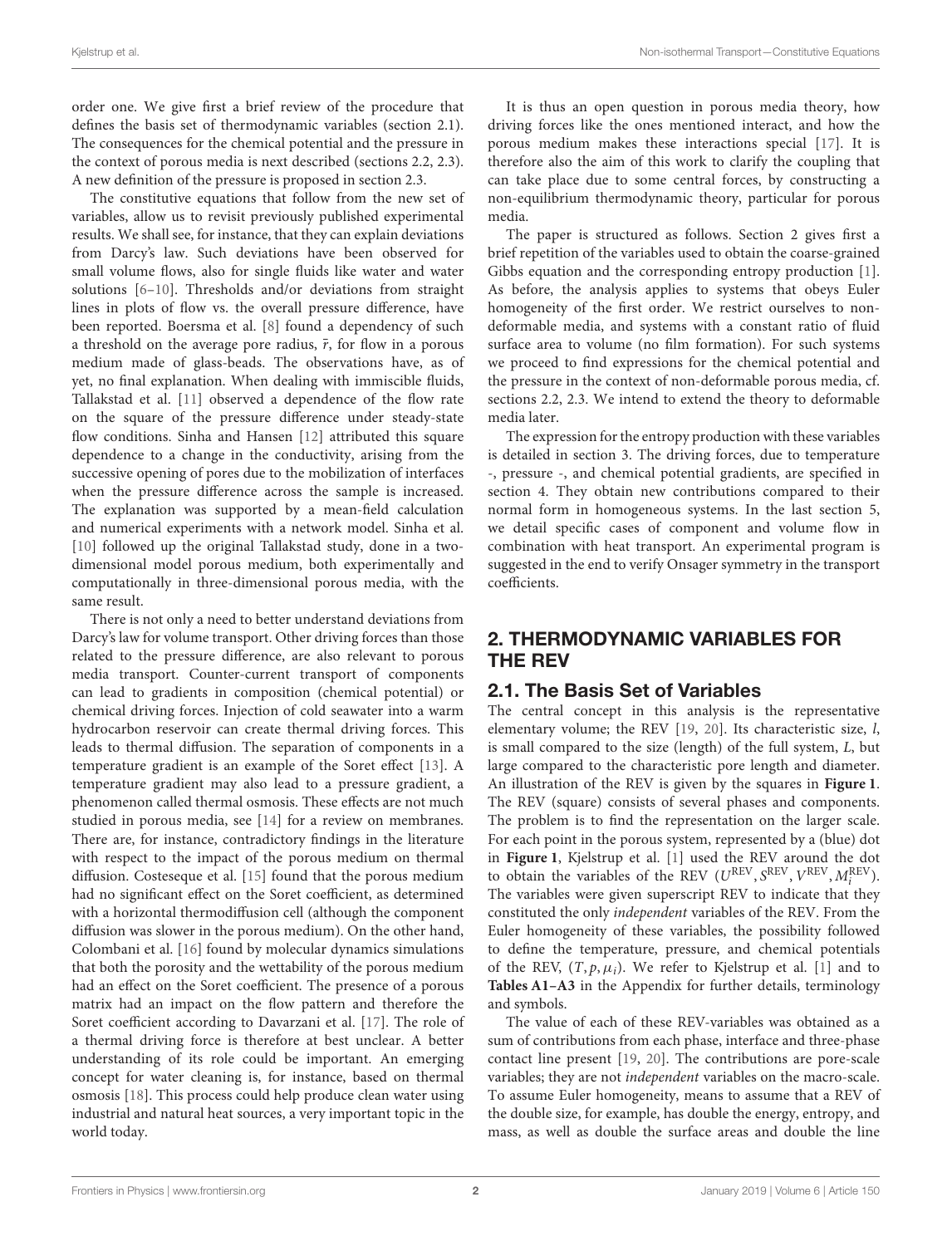order one. We give first a brief review of the procedure that defines the basis set of thermodynamic variables (section 2.1). The consequences for the chemical potential and the pressure in the context of porous media is next described (sections 2.2, 2.3). A new definition of the pressure is proposed in section 2.3.

The constitutive equations that follow from the new set of variables, allow us to revisit previously published experimental results. We shall see, for instance, that they can explain deviations from Darcy's law. Such deviations have been observed for small volume flows, also for single fluids like water and water solutions [6–10]. Thresholds and/or deviations from straight lines in plots of flow vs. the overall pressure difference, have been reported. Boersma et al. [8] found a dependency of such a threshold on the average pore radius, $\bar{r}$, for flow in a porous medium made of glass-beads. The observations have, as of yet, no final explanation. When dealing with immiscible fluids, Tallakstad et al. [11] observed a dependence of the flow rate on the square of the pressure difference under steady-state flow conditions. Sinha and Hansen [12] attributed this square dependence to a change in the conductivity, arising from the successive opening of pores due to the mobilization of interfaces when the pressure difference across the sample is increased. The explanation was supported by a mean-field calculation and numerical experiments with a network model. Sinha et al. [10] followed up the original Tallakstad study, done in a two-dimensional model porous medium, both experimentally and computationally in three-dimensional porous media, with the same result.

There is not only a need to better understand deviations from Darcy's law for volume transport. Other driving forces than those related to the pressure difference, are also relevant to porous media transport. Counter-current transport of components can lead to gradients in composition (chemical potential) or chemical driving forces. Injection of cold seawater into a warm hydrocarbon reservoir can create thermal driving forces. This leads to thermal diffusion. The separation of components in a temperature gradient is an example of the Soret effect [13]. A temperature gradient may also lead to a pressure gradient, a phenomenon called thermal osmosis. These effects are not much studied in porous media, see [14] for a review on membranes. There are, for instance, contradictory findings in the literature with respect to the impact of the porous medium on thermal diffusion. Costeseque et al. [15] found that the porous medium had no significant effect on the Soret coefficient, as determined with a horizontal thermodiffusion cell (although the component diffusion was slower in the porous medium). On the other hand, Colombani et al. [16] found by molecular dynamics simulations that both the porosity and the wettability of the porous medium had an effect on the Soret coefficient. The presence of a porous matrix had an impact on the flow pattern and therefore the Soret coefficient according to Davarzani et al. [17]. The role of a thermal driving force is therefore at best unclear. A better understanding of its role could be important. An emerging concept for water cleaning is, for instance, based on thermal osmosis [18]. This process could help produce clean water using industrial and natural heat sources, a very important topic in the world today.

It is thus an open question in porous media theory, how driving forces like the ones mentioned interact, and how the porous medium makes these interactions special [17]. It is therefore also the aim of this work to clarify the coupling that can take place due to some central forces, by constructing a non-equilibrium thermodynamic theory, particular for porous media.

The paper is structured as follows. Section 2 gives first a brief repetition of the variables used to obtain the coarse-grained Gibbs equation and the corresponding entropy production [1]. As before, the analysis applies to systems that obeys Euler homogeneity of the first order. We restrict ourselves to non-deformable media, and systems with a constant ratio of fluid surface area to volume (no film formation). For such systems we proceed to find expressions for the chemical potential and the pressure in the context of non-deformable porous media, cf. sections 2.2, 2.3. We intend to extend the theory to deformable media later.

The expression for the entropy production with these variables is detailed in section 3. The driving forces, due to temperature -, pressure -, and chemical potential gradients, are specified in section 4. They obtain new contributions compared to their normal form in homogeneous systems. In the last section 5, we detail specific cases of component and volume flow in combination with heat transport. An experimental program is suggested in the end to verify Onsager symmetry in the transport coefficients.

## 2. THERMODYNAMIC VARIABLES FOR THE REV

### 2.1. The Basis Set of Variables

The central concept in this analysis is the representative elementary volume; the REV [19, 20]. Its characteristic size, $l$, is small compared to the size (length) of the full system, $L$, but large compared to the characteristic pore length and diameter. An illustration of the REV is given by the squares in **Figure 1**. The REV (square) consists of several phases and components. The problem is to find the representation on the larger scale. For each point in the porous system, represented by a (blue) dot in **Figure 1**, Kjelstrup et al. [1] used the REV around the dot to obtain the variables of the REV $(U^{\text{REV}}, S^{\text{REV}}, V^{\text{REV}}, M_i^{\text{REV}})$. The variables were given superscript REV to indicate that they constituted the only *independent* variables of the REV. From the Euler homogeneity of these variables, the possibility followed to define the temperature, pressure, and chemical potentials of the REV, $(T, p, \mu_i)$. We refer to Kjelstrup et al. [1] and to **Tables A1–A3** in the Appendix for further details, terminology and symbols.

The value of each of these REV-variables was obtained as a sum of contributions from each phase, interface and three-phase contact line present [19, 20]. The contributions are pore-scale variables; they are not *independent* variables on the macro-scale. To assume Euler homogeneity, means to assume that a REV of the double size, for example, has double the energy, entropy, and mass, as well as double the surface areas and double the line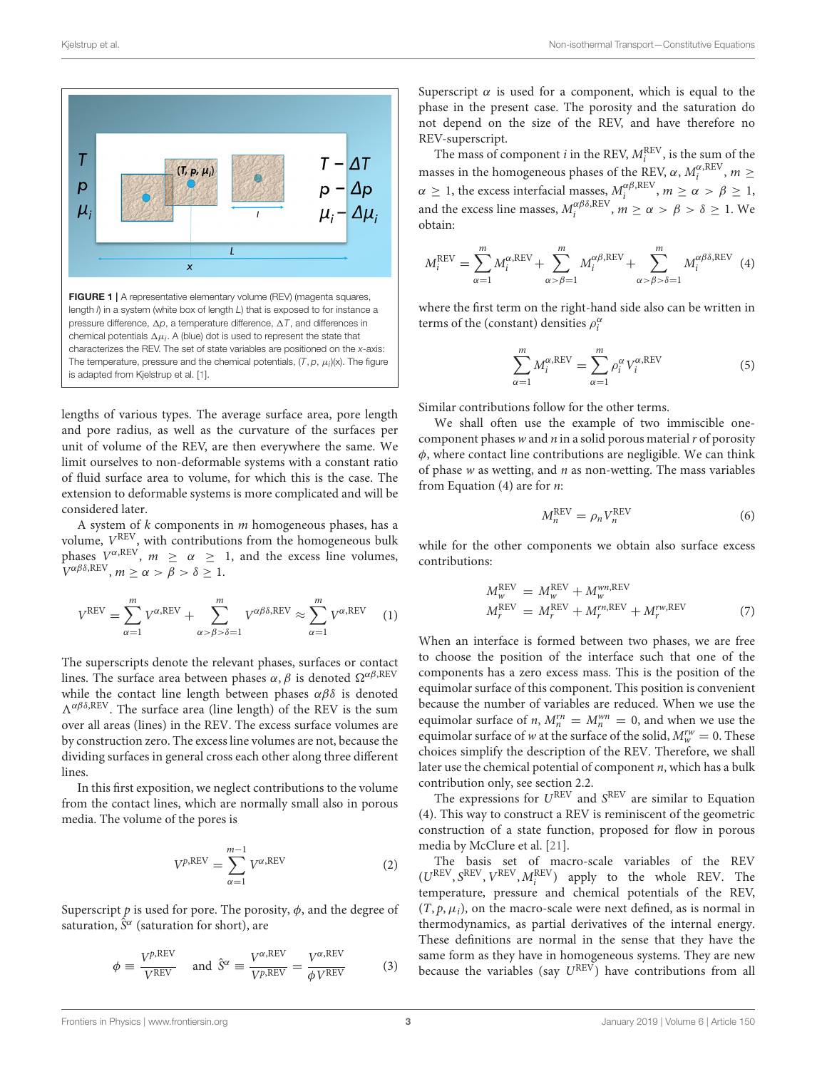**FIGURE 1** | A representative elementary volume (REV) (magenta squares, length $l$) in a system (white box of length $L$) that is exposed to for instance a pressure difference, $\Delta p$, a temperature difference, $\Delta T$, and differences in chemical potentials $\Delta \mu_i$. A (blue) dot is used to represent the state that characterizes the REV. The set of state variables are positioned on the $x$-axis: The temperature, pressure and the chemical potentials, $(T, p, \mu_i)(x)$. The figure is adapted from Kjelstrup et al. [1].

lengths of various types. The average surface area, pore length and pore radius, as well as the curvature of the surfaces per unit of volume of the REV, are then everywhere the same. We limit ourselves to non-deformable systems with a constant ratio of fluid surface area to volume, for which this is the case. The extension to deformable systems is more complicated and will be considered later.

A system of $k$ components in $m$ homogeneous phases, has a volume, $V^{\text{REV}}$, with contributions from the homogeneous bulk phases $V^{\alpha,\text{REV}}$, $m \geq \alpha \geq 1$, and the excess line volumes, $V^{\alpha\beta\delta,\text{REV}}$, $m \geq \alpha > \beta > \delta \geq 1$.

$$V^{\text{REV}} = \sum_{\alpha=1}^{m} V^{\alpha,\text{REV}} + \sum_{\alpha>\beta>\delta=1}^{m} V^{\alpha\beta\delta,\text{REV}} \approx \sum_{\alpha=1}^{m} V^{\alpha,\text{REV}} \quad (1)$$

The superscripts denote the relevant phases, surfaces or contact lines. The surface area between phases $\alpha, \beta$ is denoted $\Omega^{\alpha\beta,\text{REV}}$ while the contact line length between phases $\alpha\beta\delta$ is denoted $\Lambda^{\alpha\beta\delta,\text{REV}}$. The surface area (line length) of the REV is the sum over all areas (lines) in the REV. The excess surface volumes are by construction zero. The excess line volumes are not, because the dividing surfaces in general cross each other along three different lines.

In this first exposition, we neglect contributions to the volume from the contact lines, which are normally small also in porous media. The volume of the pores is

$$V^{p,\text{REV}} = \sum_{\alpha=1}^{m-1} V^{\alpha,\text{REV}} \quad (2)$$

Superscript $p$ is used for pore. The porosity, $\phi$, and the degree of saturation, $\hat{S}^{\alpha}$ (saturation for short), are

$$\phi \equiv \frac{V^{p,\text{REV}}}{V^{\text{REV}}} \quad \text{and} \quad \hat{S}^{\alpha} \equiv \frac{V^{\alpha,\text{REV}}}{V^{p,\text{REV}}} = \frac{V^{\alpha,\text{REV}}}{\phi V^{\text{REV}}} \quad (3)$$

Superscript $\alpha$ is used for a component, which is equal to the phase in the present case. The porosity and the saturation do not depend on the size of the REV, and have therefore no REV-superscript.

The mass of component $i$ in the REV, $M_i^{\text{REV}}$, is the sum of the masses in the homogeneous phases of the REV, $\alpha$, $M_i^{\alpha,\text{REV}}$, $m \geq \alpha \geq 1$, the excess interfacial masses, $M_i^{\alpha\beta,\text{REV}}$, $m \geq \alpha > \beta \geq 1$, and the excess line masses, $M_i^{\alpha\beta\delta,\text{REV}}$, $m \geq \alpha > \beta > \delta \geq 1$. We obtain:

$$M_i^{\text{REV}} = \sum_{\alpha=1}^{m} M_i^{\alpha,\text{REV}} + \sum_{\alpha>\beta=1}^{m} M_i^{\alpha\beta,\text{REV}} + \sum_{\alpha>\beta>\delta=1}^{m} M_i^{\alpha\beta\delta,\text{REV}} \quad (4)$$

where the first term on the right-hand side also can be written in terms of the (constant) densities $\rho_i^{\alpha}$

$$\sum_{\alpha=1}^{m} M_i^{\alpha,\text{REV}} = \sum_{\alpha=1}^{m} \rho_i^{\alpha} V_i^{\alpha,\text{REV}} \quad (5)$$

Similar contributions follow for the other terms.

We shall often use the example of two immiscible one-component phases $w$ and $n$ in a solid porous material $r$ of porosity $\phi$, where contact line contributions are negligible. We can think of phase $w$ as wetting, and $n$ as non-wetting. The mass variables from Equation (4) are for $n$:

$$M_n^{\text{REV}} = \rho_n V_n^{\text{REV}} \quad (6)$$

while for the other components we obtain also surface excess contributions:

$$\begin{aligned} M_w^{\text{REV}} &= M_w^{\text{REV}} + M_w^{wn,\text{REV}} \\ M_r^{\text{REV}} &= M_r^{\text{REV}} + M_r^{rn,\text{REV}} + M_r^{rw,\text{REV}} \end{aligned} \quad (7)$$

When an interface is formed between two phases, we are free to choose the position of the interface such that one of the components has a zero excess mass. This is the position of the equimolar surface of this component. This position is convenient because the number of variables are reduced. When we use the equimolar surface of $n$, $M_n^{rn} = M_n^{wn} = 0$, and when we use the equimolar surface of $w$ at the surface of the solid, $M_w^{rw} = 0$. These choices simplify the description of the REV. Therefore, we shall later use the chemical potential of component $n$, which has a bulk contribution only, see section 2.2.

The expressions for $U^{\text{REV}}$ and $S^{\text{REV}}$ are similar to Equation (4). This way to construct a REV is reminiscent of the geometric construction of a state function, proposed for flow in porous media by McClure et al. [21].

The basis set of macro-scale variables of the REV $(U^{\text{REV}}, S^{\text{REV}}, V^{\text{REV}}, M_i^{\text{REV}})$ apply to the whole REV. The temperature, pressure and chemical potentials of the REV, $(T, p, \mu_i)$, on the macro-scale were next defined, as is normal in thermodynamics, as partial derivatives of the internal energy. These definitions are normal in the sense that they have the same form as they have in homogeneous systems. They are new because the variables (say $U^{\text{REV}}$) have contributions from all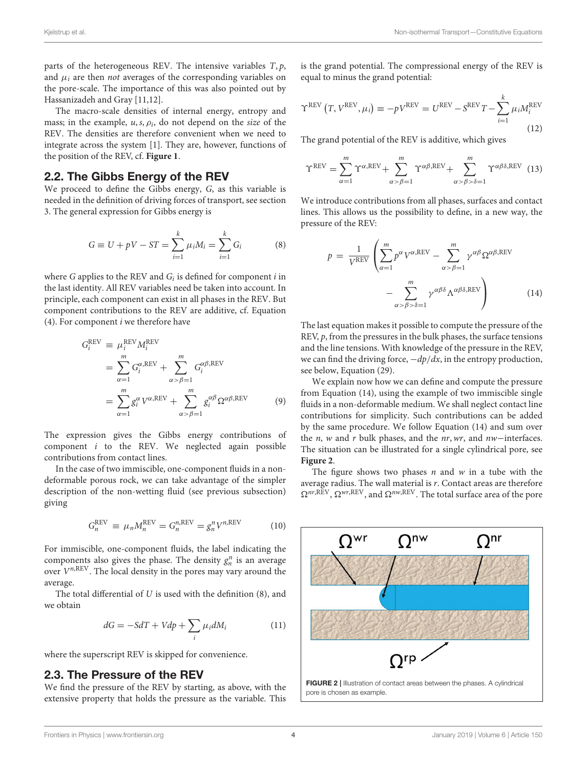parts of the heterogeneous REV. The intensive variables $T, p$, and $\mu_i$ are then *not* averages of the corresponding variables on the pore-scale. The importance of this was also pointed out by Hassanizadeh and Gray [11,12].

The macro-scale densities of internal energy, entropy and mass; in the example, $u, s, \rho_i$, do not depend on the *size* of the REV. The densities are therefore convenient when we need to integrate across the system [1]. They are, however, functions of the position of the REV, cf. **Figure 1**.

## 2.2. The Gibbs Energy of the REV

We proceed to define the Gibbs energy, $G$, as this variable is needed in the definition of driving forces of transport, see section 3. The general expression for Gibbs energy is

$$G \equiv U + pV - ST = \sum_{i=1}^{k} \mu_i M_i = \sum_{i=1}^{k} G_i \tag{8}$$

where $G$ applies to the REV and $G_i$ is defined for component $i$ in the last identity. All REV variables need be taken into account. In principle, each component can exist in all phases in the REV. But component contributions to the REV are additive, cf. Equation (4). For component $i$ we therefore have

$$\begin{aligned} G_i^{\mathrm{REV}} &\equiv \mu_i^{\mathrm{REV}} M_i^{\mathrm{REV}} \\ &= \sum_{\alpha=1}^{m} G_i^{\alpha,\mathrm{REV}} + \sum_{\alpha>\beta=1}^{m} G_i^{\alpha\beta,\mathrm{REV}} \\ &= \sum_{\alpha=1}^{m} g_i^{\alpha} V^{\alpha,\mathrm{REV}} + \sum_{\alpha>\beta=1}^{m} g_i^{\alpha\beta} \Omega^{\alpha\beta,\mathrm{REV}} \end{aligned} \tag{9}$$

The expression gives the Gibbs energy contributions of component $i$ to the REV. We neglected again possible contributions from contact lines.

In the case of two immiscible, one-component fluids in a non-deformable porous rock, we can take advantage of the simpler description of the non-wetting fluid (see previous subsection) giving

$$G_n^{\mathrm{REV}} \equiv \mu_n M_n^{\mathrm{REV}} = G_n^{n,\mathrm{REV}} = g_n^n V^{n,\mathrm{REV}} \tag{10}$$

For immiscible, one-component fluids, the label indicating the components also gives the phase. The density $g_n^n$ is an average over $V^{n,\mathrm{REV}}$. The local density in the pores may vary around the average.

The total differential of $U$ is used with the definition (8), and we obtain

$$dG = -SdT + Vdp + \sum_i \mu_i dM_i \tag{11}$$

where the superscript REV is skipped for convenience.

## 2.3. The Pressure of the REV

We find the pressure of the REV by starting, as above, with the extensive property that holds the pressure as the variable. This is the grand potential. The compressional energy of the REV is equal to minus the grand potential:

$$\Upsilon^{\mathrm{REV}}\left(T, V^{\mathrm{REV}}, \mu_i\right) \equiv -pV^{\mathrm{REV}} = U^{\mathrm{REV}} - S^{\mathrm{REV}}T - \sum_{i=1}^{k} \mu_i M_i^{\mathrm{REV}} \tag{12}$$

The grand potential of the REV is additive, which gives

$$\Upsilon^{\mathrm{REV}} = \sum_{\alpha=1}^{m} \Upsilon^{\alpha,\mathrm{REV}} + \sum_{\alpha>\beta=1}^{m} \Upsilon^{\alpha\beta,\mathrm{REV}} + \sum_{\alpha>\beta>\delta=1}^{m} \Upsilon^{\alpha\beta\delta,\mathrm{REV}} \tag{13}$$

We introduce contributions from all phases, surfaces and contact lines. This allows us the possibility to define, in a new way, the pressure of the REV:

$$p = \frac{1}{V^{\mathrm{REV}}} \left( \sum_{\alpha=1}^{m} p^{\alpha} V^{\alpha,\mathrm{REV}} - \sum_{\alpha>\beta=1}^{m} \gamma^{\alpha\beta} \Omega^{\alpha\beta,\mathrm{REV}} - \sum_{\alpha>\beta>\delta=1}^{m} \gamma^{\alpha\beta\delta} \Lambda^{\alpha\beta\delta,\mathrm{REV}} \right) \tag{14}$$

The last equation makes it possible to compute the pressure of the REV, $p$, from the pressures in the bulk phases, the surface tensions and the line tensions. With knowledge of the pressure in the REV, we can find the driving force, $-dp/dx$, in the entropy production, see below, Equation (29).

We explain now how we can define and compute the pressure from Equation (14), using the example of two immiscible single fluids in a non-deformable medium. We shall neglect contact line contributions for simplicity. Such contributions can be added by the same procedure. We follow Equation (14) and sum over the $n$, $w$ and $r$ bulk phases, and the $nr$, $wr$, and $nw$—interfaces. The situation can be illustrated for a single cylindrical pore, see **Figure 2**.

The figure shows two phases $n$ and $w$ in a tube with the average radius. The wall material is $r$. Contact areas are therefore $\Omega^{nr,\mathrm{REV}}$, $\Omega^{wr,\mathrm{REV}}$, and $\Omega^{nw,\mathrm{REV}}$. The total surface area of the pore

**FIGURE 2** | Illustration of contact areas between the phases. A cylindrical pore is chosen as example.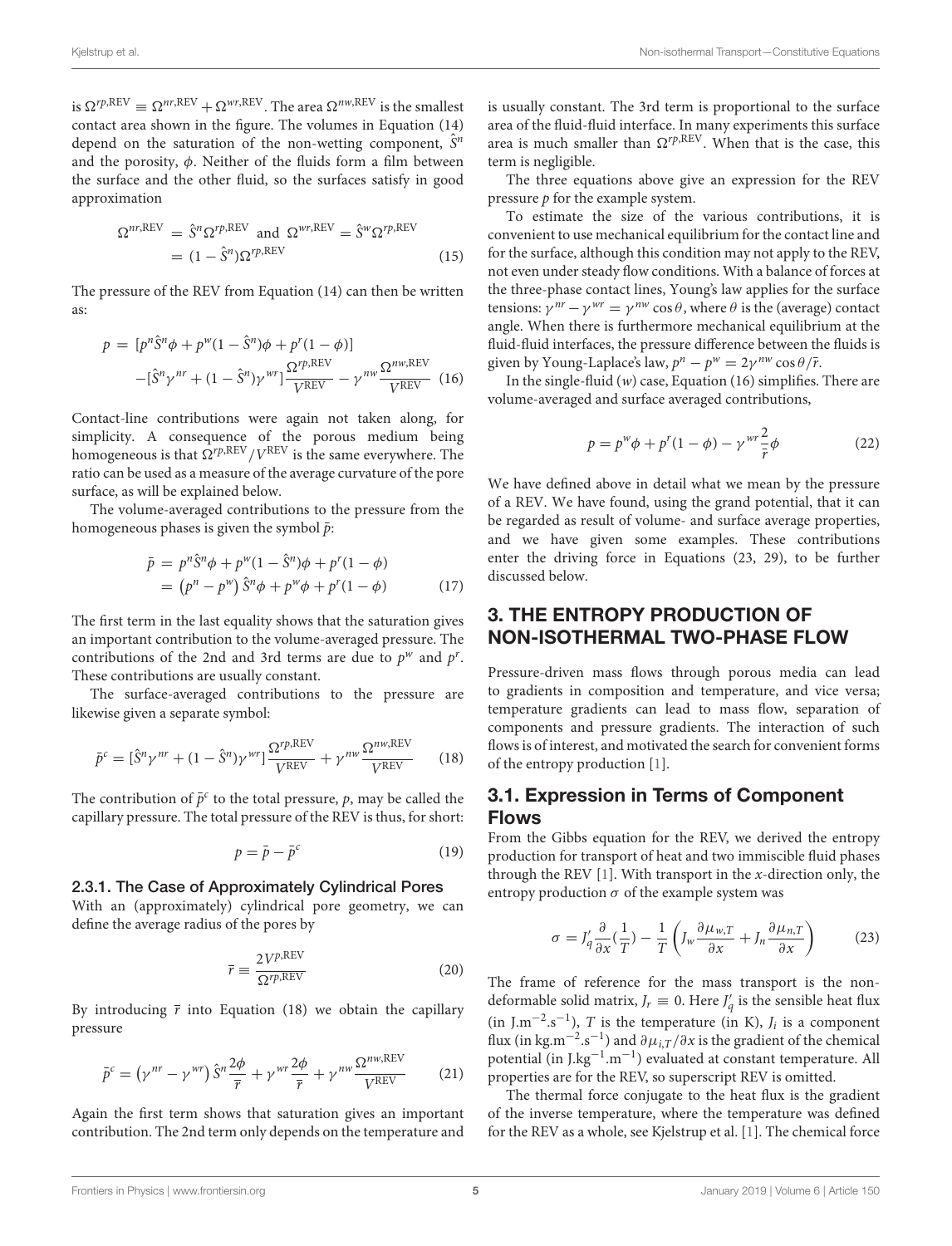is $\Omega^{rp,\text{REV}} \equiv \Omega^{nr,\text{REV}} + \Omega^{wr,\text{REV}}$. The area $\Omega^{nw,\text{REV}}$ is the smallest contact area shown in the figure. The volumes in Equation (14) depend on the saturation of the non-wetting component, $\hat{S}^n$ and the porosity, $\phi$. Neither of the fluids form a film between the surface and the other fluid, so the surfaces satisfy in good approximation

$$\Omega^{nr,\text{REV}} = \hat{S}^n \Omega^{rp,\text{REV}} \text{ and } \Omega^{wr,\text{REV}} = \hat{S}^w \Omega^{rp,\text{REV}} = (1-\hat{S}^n)\Omega^{rp,\text{REV}} \tag{15}$$

The pressure of the REV from Equation (14) can then be written as:

$$p = [p^n \hat{S}^n \phi + p^w (1-\hat{S}^n)\phi + p^r(1-\phi)] - [\hat{S}^n \gamma^{nr} + (1-\hat{S}^n)\gamma^{wr}] \frac{\Omega^{rp,\text{REV}}}{V^{\text{REV}}} - \gamma^{nw} \frac{\Omega^{nw,\text{REV}}}{V^{\text{REV}}} \tag{16}$$

Contact-line contributions were again not taken along, for simplicity. A consequence of the porous medium being homogeneous is that $\Omega^{rp,\text{REV}}/V^{\text{REV}}$ is the same everywhere. The ratio can be used as a measure of the average curvature of the pore surface, as will be explained below.

The volume-averaged contributions to the pressure from the homogeneous phases is given the symbol $\bar{p}$:

$$\bar{p} = p^n \hat{S}^n \phi + p^w (1-\hat{S}^n)\phi + p^r(1-\phi) = \left(p^n - p^w\right) \hat{S}^n \phi + p^w \phi + p^r(1-\phi) \tag{17}$$

The first term in the last equality shows that the saturation gives an important contribution to the volume-averaged pressure. The contributions of the 2nd and 3rd terms are due to $p^w$ and $p^r$. These contributions are usually constant.

The surface-averaged contributions to the pressure are likewise given a separate symbol:

$$\bar{p}^c = [\hat{S}^n \gamma^{nr} + (1-\hat{S}^n)\gamma^{wr}] \frac{\Omega^{rp,\text{REV}}}{V^{\text{REV}}} + \gamma^{nw} \frac{\Omega^{nw,\text{REV}}}{V^{\text{REV}}} \tag{18}$$

The contribution of $\bar{p}^c$ to the total pressure, $p$, may be called the capillary pressure. The total pressure of the REV is thus, for short:

$$p = \bar{p} - \bar{p}^c \tag{19}$$

#### 2.3.1. The Case of Approximately Cylindrical Pores

With an (approximately) cylindrical pore geometry, we can define the average radius of the pores by

$$\bar{r} \equiv \frac{2V^{p,\text{REV}}}{\Omega^{rp,\text{REV}}} \tag{20}$$

By introducing $\bar{r}$ into Equation (18) we obtain the capillary pressure

$$\bar{p}^c = \left(\gamma^{nr} - \gamma^{wr}\right) \hat{S}^n \frac{2\phi}{\bar{r}} + \gamma^{wr} \frac{2\phi}{\bar{r}} + \gamma^{nw} \frac{\Omega^{nw,\text{REV}}}{V^{\text{REV}}} \tag{21}$$

Again the first term shows that saturation gives an important contribution. The 2nd term only depends on the temperature and is usually constant. The 3rd term is proportional to the surface area of the fluid-fluid interface. In many experiments this surface area is much smaller than $\Omega^{rp,\text{REV}}$. When that is the case, this term is negligible.

The three equations above give an expression for the REV pressure $p$ for the example system.

To estimate the size of the various contributions, it is convenient to use mechanical equilibrium for the contact line and for the surface, although this condition may not apply to the REV, not even under steady flow conditions. With a balance of forces at the three-phase contact lines, Young's law applies for the surface tensions: $\gamma^{nr} - \gamma^{wr} = \gamma^{nw} \cos\theta$, where $\theta$ is the (average) contact angle. When there is furthermore mechanical equilibrium at the fluid-fluid interfaces, the pressure difference between the fluids is given by Young-Laplace's law, $p^n - p^w = 2\gamma^{nw} \cos\theta/\bar{r}$.

In the single-fluid ($w$) case, Equation (16) simplifies. There are volume-averaged and surface averaged contributions,

$$p = p^w \phi + p^r(1-\phi) - \gamma^{wr} \frac{2}{\bar{r}} \phi \tag{22}$$

We have defined above in detail what we mean by the pressure of a REV. We have found, using the grand potential, that it can be regarded as result of volume- and surface average properties, and we have given some examples. These contributions enter the driving force in Equations (23, 29), to be further discussed below.

## 3. THE ENTROPY PRODUCTION OF NON-ISOTHERMAL TWO-PHASE FLOW

Pressure-driven mass flows through porous media can lead to gradients in composition and temperature, and vice versa; temperature gradients can lead to mass flow, separation of components and pressure gradients. The interaction of such flows is of interest, and motivated the search for convenient forms of the entropy production [1].

### 3.1. Expression in Terms of Component Flows

From the Gibbs equation for the REV, we derived the entropy production for transport of heat and two immiscible fluid phases through the REV [1]. With transport in the $x$-direction only, the entropy production $\sigma$ of the example system was

$$\sigma = J_q' \frac{\partial}{\partial x}\left(\frac{1}{T}\right) - \frac{1}{T}\left(J_w \frac{\partial \mu_{w,T}}{\partial x} + J_n \frac{\partial \mu_{n,T}}{\partial x}\right) \tag{23}$$

The frame of reference for the mass transport is the non-deformable solid matrix, $J_r \equiv 0$. Here $J_q'$ is the sensible heat flux (in J.m$^{-2}$.s$^{-1}$), $T$ is the temperature (in K), $J_i$ is a component flux (in kg.m$^{-2}$.s$^{-1}$) and $\partial \mu_{i,T}/\partial x$ is the gradient of the chemical potential (in J.kg$^{-1}$.m$^{-1}$) evaluated at constant temperature. All properties are for the REV, so superscript REV is omitted.

The thermal force conjugate to the heat flux is the gradient of the inverse temperature, where the temperature was defined for the REV as a whole, see Kjelstrup et al. [1]. The chemical force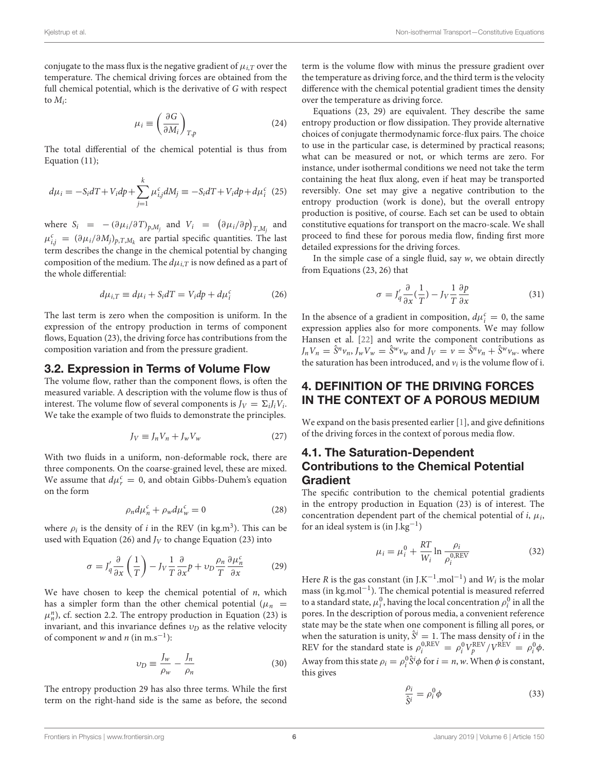conjugate to the mass flux is the negative gradient of $\mu_{i,T}$ over the temperature. The chemical driving forces are obtained from the full chemical potential, which is the derivative of $G$ with respect to $M_i$:

$$\mu_i \equiv \left(\frac{\partial G}{\partial M_i}\right)_{T,p} \tag{24}$$

The total differential of the chemical potential is thus from Equation (11);

$$d\mu_i = -S_i dT + V_i dp + \sum_{j=1}^{k} \mu_{i,j}^c dM_j \equiv -S_i dT + V_i dp + d\mu_i^c \tag{25}$$

where $S_i = -(\partial\mu_i/\partial T)_{p,M_j}$ and $V_i = (\partial\mu_i/\partial p)_{T,M_j}$ and $\mu_{i,j}^c = (\partial\mu_i/\partial M_j)_{p,T,M_k}$ are partial specific quantities. The last term describes the change in the chemical potential by changing composition of the medium. The $d\mu_{i,T}$ is now defined as a part of the whole differential:

$$d\mu_{i,T} \equiv d\mu_i + S_i dT = V_i dp + d\mu_i^c \tag{26}$$

The last term is zero when the composition is uniform. In the expression of the entropy production in terms of component flows, Equation (23), the driving force has contributions from the composition variation and from the pressure gradient.

### 3.2. Expression in Terms of Volume Flow

The volume flow, rather than the component flows, is often the measured variable. A description with the volume flow is thus of interest. The volume flow of several components is $J_V = \Sigma_i J_i V_i$. We take the example of two fluids to demonstrate the principles.

$$J_V \equiv J_n V_n + J_w V_w \tag{27}$$

With two fluids in a uniform, non-deformable rock, there are three components. On the coarse-grained level, these are mixed. We assume that $d\mu_r^c = 0$, and obtain Gibbs-Duhem's equation on the form

$$\rho_n d\mu_n^c + \rho_w d\mu_w^c = 0 \tag{28}$$

where $\rho_i$ is the density of $i$ in the REV (in kg.m$^3$). This can be used with Equation (26) and $J_V$ to change Equation (23) into

$$\sigma = J_q' \frac{\partial}{\partial x}\left(\frac{1}{T}\right) - J_V \frac{1}{T}\frac{\partial}{\partial x}p + \upsilon_D \frac{\rho_n}{T}\frac{\partial \mu_n^c}{\partial x} \tag{29}$$

We have chosen to keep the chemical potential of $n$, which has a simpler form than the other chemical potential ($\mu_n = \mu_n^n$), cf. section 2.2. The entropy production in Equation (23) is invariant, and this invariance defines $\upsilon_D$ as the relative velocity of component $w$ and $n$ (in m.s$^{-1}$):

$$\upsilon_D \equiv \frac{J_w}{\rho_w} - \frac{J_n}{\rho_n} \tag{30}$$

The entropy production 29 has also three terms. While the first term on the right-hand side is the same as before, the second term is the volume flow with minus the pressure gradient over the temperature as driving force, and the third term is the velocity difference with the chemical potential gradient times the density over the temperature as driving force.

Equations (23, 29) are equivalent. They describe the same entropy production or flow dissipation. They provide alternative choices of conjugate thermodynamic force-flux pairs. The choice to use in the particular case, is determined by practical reasons; what can be measured or not, or which terms are zero. For instance, under isothermal conditions we need not take the term containing the heat flux along, even if heat may be transported reversibly. One set may give a negative contribution to the entropy production (work is done), but the overall entropy production is positive, of course. Each set can be used to obtain constitutive equations for transport on the macro-scale. We shall proceed to find these for porous media flow, finding first more detailed expressions for the driving forces.

In the simple case of a single fluid, say $w$, we obtain directly from Equations (23, 26) that

$$\sigma = J_q' \frac{\partial}{\partial x}(\frac{1}{T}) - J_V \frac{1}{T}\frac{\partial p}{\partial x} \tag{31}$$

In the absence of a gradient in composition, $d\mu_i^c = 0$, the same expression applies also for more components. We may follow Hansen et al. [22] and write the component contributions as $J_n V_n = \hat{S}^n v_n$, $J_w V_w = \hat{S}^w v_w$ and $J_V = v = \hat{S}^n v_n + \hat{S}^w v_w$. where the saturation has been introduced, and $v_i$ is the volume flow of i.

## 4. DEFINITION OF THE DRIVING FORCES IN THE CONTEXT OF A POROUS MEDIUM

We expand on the basis presented earlier [1], and give definitions of the driving forces in the context of porous media flow.

### 4.1. The Saturation-Dependent Contributions to the Chemical Potential Gradient

The specific contribution to the chemical potential gradients in the entropy production in Equation (23) is of interest. The concentration dependent part of the chemical potential of $i$, $\mu_i$, for an ideal system is (in J.kg$^{-1}$)

$$\mu_i = \mu_i^0 + \frac{RT}{W_i}\ln\frac{\rho_i}{\rho_i^{0,\text{REV}}} \tag{32}$$

Here $R$ is the gas constant (in J.K$^{-1}$.mol$^{-1}$) and $W_i$ is the molar mass (in kg.mol$^{-1}$). The chemical potential is measured referred to a standard state, $\mu_i^0$, having the local concentration $\rho_i^0$ in all the pores. In the description of porous media, a convenient reference state may be the state when one component is filling all pores, or when the saturation is unity, $\hat{S}^i = 1$. The mass density of $i$ in the REV for the standard state is $\rho_i^{0,\text{REV}} = \rho_i^0 V_p^{\text{REV}}/V^{\text{REV}} = \rho_i^0\phi$. Away from this state $\rho_i = \rho_i^0 \hat{S}^i \phi$ for $i = n, w$. When $\phi$ is constant, this gives

$$\frac{\rho_i}{\hat{S}^i} = \rho_i^0 \phi \tag{33}$$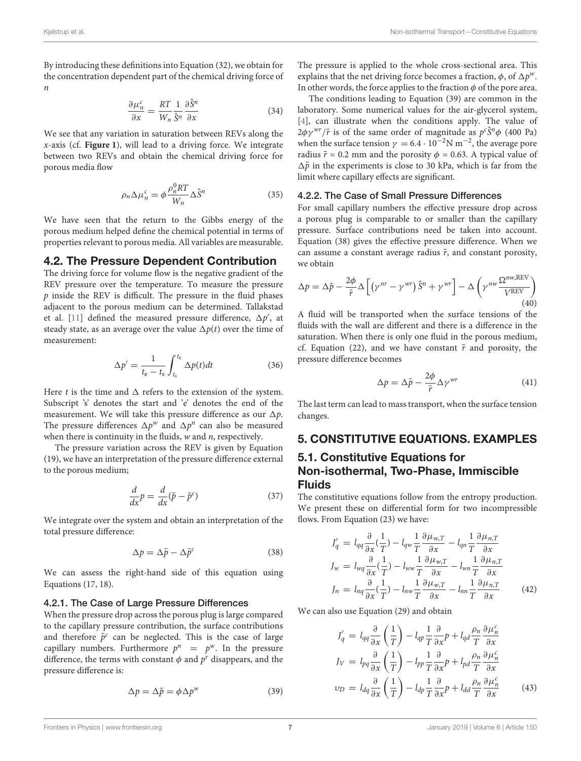By introducing these definitions into Equation (32), we obtain for the concentration dependent part of the chemical driving force of $n$

$$\frac{\partial \mu_n^c}{\partial x} = \frac{RT}{W_n} \frac{1}{\hat{S}^n} \frac{\partial \hat{S}^n}{\partial x} \tag{34}$$

We see that any variation in saturation between REVs along the $x$-axis (cf. **Figure 1**), will lead to a driving force. We integrate between two REVs and obtain the chemical driving force for porous media flow

$$\rho_n \Delta \mu_n^c = \phi \frac{\rho_n^0 RT}{W_n} \Delta \hat{S}^n \tag{35}$$

We have seen that the return to the Gibbs energy of the porous medium helped define the chemical potential in terms of properties relevant to porous media. All variables are measurable.

## 4.2. The Pressure Dependent Contribution

The driving force for volume flow is the negative gradient of the REV pressure over the temperature. To measure the pressure $p$ inside the REV is difficult. The pressure in the fluid phases adjacent to the porous medium can be determined. Tallakstad et al. [11] defined the measured pressure difference, $\Delta p'$, at steady state, as an average over the value $\Delta p(t)$ over the time of measurement:

$$\Delta p' = \frac{1}{t_e - t_s} \int_{t_s}^{t_e} \Delta p(t) dt \tag{36}$$

Here $t$ is the time and $\Delta$ refers to the extension of the system. Subscript 's' denotes the start and 'e' denotes the end of the measurement. We will take this pressure difference as our $\Delta p$. The pressure differences $\Delta p^w$ and $\Delta p^n$ can also be measured when there is continuity in the fluids, $w$ and $n$, respectively.

The pressure variation across the REV is given by Equation (19), we have an interpretation of the pressure difference external to the porous medium;

$$\frac{d}{dx} p = \frac{d}{dx} (\bar{p} - \bar{p}^c) \tag{37}$$

We integrate over the system and obtain an interpretation of the total pressure difference:

$$\Delta p = \Delta \bar{p} - \Delta \bar{p}^c \tag{38}$$

We can assess the right-hand side of this equation using Equations (17, 18).

### 4.2.1. The Case of Large Pressure Differences

When the pressure drop across the porous plug is large compared to the capillary pressure contribution, the surface contributions and therefore $\bar{p}^c$ can be neglected. This is the case of large capillary numbers. Furthermore $p^n = p^w$. In the pressure difference, the terms with constant $\phi$ and $p^r$ disappears, and the pressure difference is:

$$\Delta p = \Delta \bar{p} = \phi \Delta p^w \tag{39}$$

The pressure is applied to the whole cross-sectional area. This explains that the net driving force becomes a fraction, $\phi$, of $\Delta p^w$. In other words, the force applies to the fraction $\phi$ of the pore area.

The conditions leading to Equation (39) are common in the laboratory. Some numerical values for the air-glycerol system, [4], can illustrate when the conditions apply. The value of $2\phi\gamma^{wr}/\bar{r}$ is of the same order of magnitude as $p^c\hat{S}^n\phi$ (400 Pa) when the surface tension $\gamma = 6.4 \cdot 10^{-2}\text{N m}^{-2}$, the average pore radius $\bar{r} = 0.2$ mm and the porosity $\phi = 0.63$. A typical value of $\Delta\bar{p}$ in the experiments is close to 30 kPa, which is far from the limit where capillary effects are significant.

### 4.2.2. The Case of Small Pressure Differences

For small capillary numbers the effective pressure drop across a porous plug is comparable to or smaller than the capillary pressure. Surface contributions need be taken into account. Equation (38) gives the effective pressure difference. When we can assume a constant average radius $\bar{r}$, and constant porosity, we obtain

$$\Delta p = \Delta \bar{p} - \frac{2\phi}{\bar{r}} \Delta \left[ \left( \gamma^{nr} - \gamma^{wr} \right) \hat{S}^n + \gamma^{wr} \right] - \Delta \left( \gamma^{nw} \frac{\Omega^{nw,\text{REV}}}{V^{\text{REV}}} \right) \tag{40}$$

A fluid will be transported when the surface tensions of the fluids with the wall are different and there is a difference in the saturation. When there is only one fluid in the porous medium, cf. Equation (22), and we have constant $\bar{r}$ and porosity, the pressure difference becomes

$$\Delta p = \Delta \bar{p} - \frac{2\phi}{\bar{r}} \Delta \gamma^{wr} \tag{41}$$

The last term can lead to mass transport, when the surface tension changes.

## 5. CONSTITUTIVE EQUATIONS. EXAMPLES

## 5.1. Constitutive Equations for Non-isothermal, Two-Phase, Immiscible Fluids

The constitutive equations follow from the entropy production. We present these on differential form for two incompressible flows. From Equation (23) we have:

$$\begin{aligned}
J_q' &= l_{qq} \frac{\partial}{\partial x} (\frac{1}{T}) - l_{qw} \frac{1}{T} \frac{\partial \mu_{w,T}}{\partial x} - l_{qn} \frac{1}{T} \frac{\partial \mu_{n,T}}{\partial x} \\
J_w &= l_{wq} \frac{\partial}{\partial x} (\frac{1}{T}) - l_{ww} \frac{1}{T} \frac{\partial \mu_{w,T}}{\partial x} - l_{wn} \frac{1}{T} \frac{\partial \mu_{n,T}}{\partial x} \\
J_n &= l_{nq} \frac{\partial}{\partial x} (\frac{1}{T}) - l_{nw} \frac{1}{T} \frac{\partial \mu_{w,T}}{\partial x} - l_{nn} \frac{1}{T} \frac{\partial \mu_{n,T}}{\partial x}
\end{aligned} \tag{42}$$

We can also use Equation (29) and obtain

$$\begin{aligned}
J_q' &= l_{qq} \frac{\partial}{\partial x} \left( \frac{1}{T} \right) - l_{qp} \frac{1}{T} \frac{\partial}{\partial x} p + l_{qd} \frac{\rho_n}{T} \frac{\partial \mu_n^c}{\partial x} \\
J_V &= l_{pq} \frac{\partial}{\partial x} \left( \frac{1}{T} \right) - l_{pp} \frac{1}{T} \frac{\partial}{\partial x} p + l_{pd} \frac{\rho_n}{T} \frac{\partial \mu_n^c}{\partial x} \\
v_D &= l_{dq} \frac{\partial}{\partial x} \left( \frac{1}{T} \right) - l_{dp} \frac{1}{T} \frac{\partial}{\partial x} p + l_{dd} \frac{\rho_n}{T} \frac{\partial \mu_n^c}{\partial x}
\end{aligned} \tag{43}$$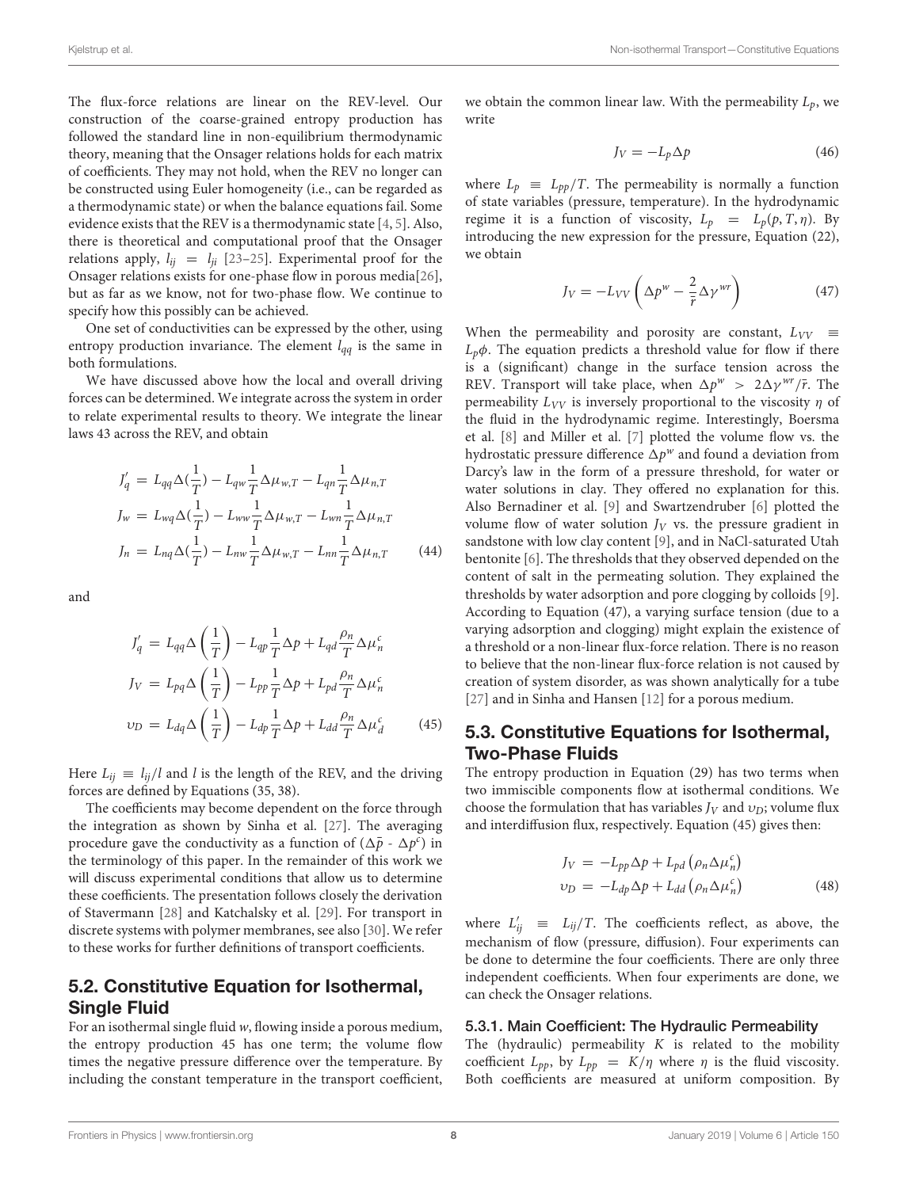The flux-force relations are linear on the REV-level. Our construction of the coarse-grained entropy production has followed the standard line in non-equilibrium thermodynamic theory, meaning that the Onsager relations holds for each matrix of coefficients. They may not hold, when the REV no longer can be constructed using Euler homogeneity (i.e., can be regarded as a thermodynamic state) or when the balance equations fail. Some evidence exists that the REV is a thermodynamic state [4, 5]. Also, there is theoretical and computational proof that the Onsager relations apply, $l_{ij} = l_{ji}$ [23–25]. Experimental proof for the Onsager relations exists for one-phase flow in porous media[26], but as far as we know, not for two-phase flow. We continue to specify how this possibly can be achieved.

One set of conductivities can be expressed by the other, using entropy production invariance. The element $l_{qq}$ is the same in both formulations.

We have discussed above how the local and overall driving forces can be determined. We integrate across the system in order to relate experimental results to theory. We integrate the linear laws 43 across the REV, and obtain

$$
\begin{aligned}
J_q' &= L_{qq}\Delta(\frac{1}{T}) - L_{qw}\frac{1}{T}\Delta\mu_{w,T} - L_{qn}\frac{1}{T}\Delta\mu_{n,T} \\
J_w &= L_{wq}\Delta(\frac{1}{T}) - L_{ww}\frac{1}{T}\Delta\mu_{w,T} - L_{wn}\frac{1}{T}\Delta\mu_{n,T} \\
J_n &= L_{nq}\Delta(\frac{1}{T}) - L_{nw}\frac{1}{T}\Delta\mu_{w,T} - L_{nn}\frac{1}{T}\Delta\mu_{n,T}
\end{aligned} \tag{44}
$$

and

$$
\begin{aligned}
J_q' &= L_{qq}\Delta\left(\frac{1}{T}\right) - L_{qp}\frac{1}{T}\Delta p + L_{qd}\frac{\rho_n}{T}\Delta\mu_n^c \\
J_V &= L_{pq}\Delta\left(\frac{1}{T}\right) - L_{pp}\frac{1}{T}\Delta p + L_{pd}\frac{\rho_n}{T}\Delta\mu_n^c \\
\upsilon_D &= L_{dq}\Delta\left(\frac{1}{T}\right) - L_{dp}\frac{1}{T}\Delta p + L_{dd}\frac{\rho_n}{T}\Delta\mu_d^c
\end{aligned} \tag{45}
$$

Here $L_{ij} \equiv l_{ij}/l$ and $l$ is the length of the REV, and the driving forces are defined by Equations (35, 38).

The coefficients may become dependent on the force through the integration as shown by Sinha et al. [27]. The averaging procedure gave the conductivity as a function of ($\Delta\bar{p}$ - $\Delta p^c$) in the terminology of this paper. In the remainder of this work we will discuss experimental conditions that allow us to determine these coefficients. The presentation follows closely the derivation of Stavermann [28] and Katchalsky et al. [29]. For transport in discrete systems with polymer membranes, see also [30]. We refer to these works for further definitions of transport coefficients.

## 5.2. Constitutive Equation for Isothermal, Single Fluid

For an isothermal single fluid $w$, flowing inside a porous medium, the entropy production 45 has one term; the volume flow times the negative pressure difference over the temperature. By including the constant temperature in the transport coefficient, we obtain the common linear law. With the permeability $L_p$, we write

$$
J_V = -L_p\Delta p \tag{46}
$$

where $L_p \equiv L_{pp}/T$. The permeability is normally a function of state variables (pressure, temperature). In the hydrodynamic regime it is a function of viscosity, $L_p = L_p(p, T, \eta)$. By introducing the new expression for the pressure, Equation (22), we obtain

$$
J_V = -L_{VV}\left(\Delta p^w - \frac{2}{\bar{r}}\Delta\gamma^{wr}\right) \tag{47}
$$

When the permeability and porosity are constant, $L_{VV} \equiv L_p\phi$. The equation predicts a threshold value for flow if there is a (significant) change in the surface tension across the REV. Transport will take place, when $\Delta p^w > 2\Delta\gamma^{wr}/\bar{r}$. The permeability $L_{VV}$ is inversely proportional to the viscosity $\eta$ of the fluid in the hydrodynamic regime. Interestingly, Boersma et al. [8] and Miller et al. [7] plotted the volume flow vs. the hydrostatic pressure difference $\Delta p^w$ and found a deviation from Darcy's law in the form of a pressure threshold, for water or water solutions in clay. They offered no explanation for this. Also Bernadiner et al. [9] and Swartzendruber [6] plotted the volume flow of water solution $J_V$ vs. the pressure gradient in sandstone with low clay content [9], and in NaCl-saturated Utah bentonite [6]. The thresholds that they observed depended on the content of salt in the permeating solution. They explained the thresholds by water adsorption and pore clogging by colloids [9]. According to Equation (47), a varying surface tension (due to a varying adsorption and clogging) might explain the existence of a threshold or a non-linear flux-force relation. There is no reason to believe that the non-linear flux-force relation is not caused by creation of system disorder, as was shown analytically for a tube [27] and in Sinha and Hansen [12] for a porous medium.

## 5.3. Constitutive Equations for Isothermal, Two-Phase Fluids

The entropy production in Equation (29) has two terms when two immiscible components flow at isothermal conditions. We choose the formulation that has variables $J_V$ and $\upsilon_D$; volume flux and interdiffusion flux, respectively. Equation (45) gives then:

$$
\begin{aligned}
J_V &= -L_{pp}\Delta p + L_{pd}\left(\rho_n\Delta\mu_n^c\right) \\
\upsilon_D &= -L_{dp}\Delta p + L_{dd}\left(\rho_n\Delta\mu_n^c\right)
\end{aligned} \tag{48}
$$

where $L_{ij}' \equiv L_{ij}/T$. The coefficients reflect, as above, the mechanism of flow (pressure, diffusion). Four experiments can be done to determine the four coefficients. There are only three independent coefficients. When four experiments are done, we can check the Onsager relations.

### 5.3.1. Main Coefficient: The Hydraulic Permeability

The (hydraulic) permeability $K$ is related to the mobility coefficient $L_{pp}$, by $L_{pp} = K/\eta$ where $\eta$ is the fluid viscosity. Both coefficients are measured at uniform composition. By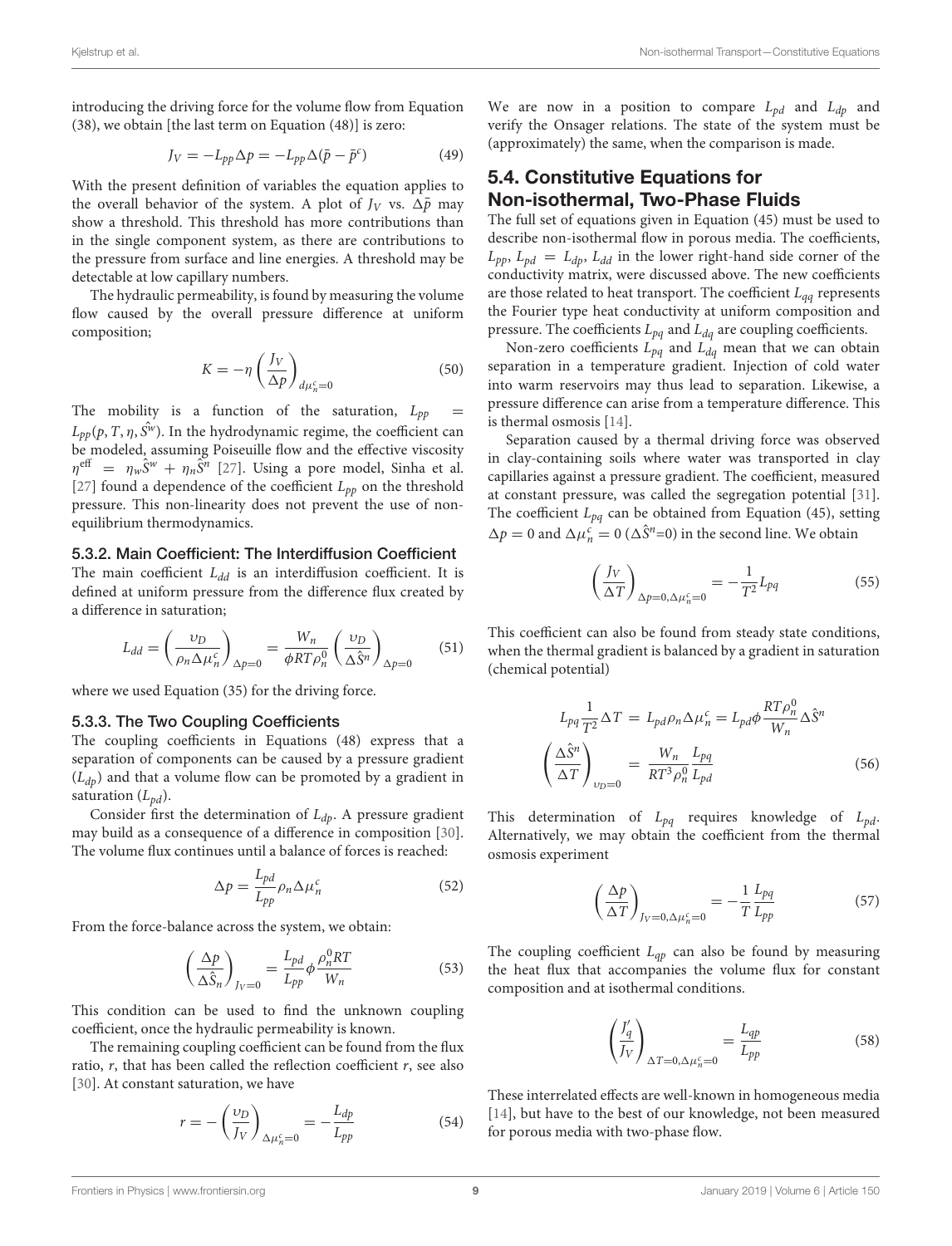introducing the driving force for the volume flow from Equation (38), we obtain [the last term on Equation (48)] is zero:

$$J_V = -L_{pp}\Delta p = -L_{pp}\Delta(\bar{p} - \bar{p}^c) \tag{49}$$

With the present definition of variables the equation applies to the overall behavior of the system. A plot of $J_V$ vs. $\Delta\bar{p}$ may show a threshold. This threshold has more contributions than in the single component system, as there are contributions to the pressure from surface and line energies. A threshold may be detectable at low capillary numbers.

The hydraulic permeability, is found by measuring the volume flow caused by the overall pressure difference at uniform composition;

$$K = -\eta\left(\frac{J_V}{\Delta p}\right)_{d\mu_n^c=0} \tag{50}$$

The mobility is a function of the saturation, $L_{pp} = L_{pp}(p, T, \eta, \hat{S^w})$. In the hydrodynamic regime, the coefficient can be modeled, assuming Poiseuille flow and the effective viscosity $\eta^{\text{eff}} = \eta_w\hat{S}^w + \eta_n\hat{S}^n$ [27]. Using a pore model, Sinha et al. [27] found a dependence of the coefficient $L_{pp}$ on the threshold pressure. This non-linearity does not prevent the use of non-equilibrium thermodynamics.

#### 5.3.2. Main Coefficient: The Interdiffusion Coefficient

The main coefficient $L_{dd}$ is an interdiffusion coefficient. It is defined at uniform pressure from the difference flux created by a difference in saturation;

$$L_{dd} = \left(\frac{\upsilon_D}{\rho_n\Delta\mu_n^c}\right)_{\Delta p=0} = \frac{W_n}{\phi RT\rho_n^0}\left(\frac{\upsilon_D}{\Delta\hat{S}^n}\right)_{\Delta p=0} \tag{51}$$

where we used Equation (35) for the driving force.

#### 5.3.3. The Two Coupling Coefficients

The coupling coefficients in Equations (48) express that a separation of components can be caused by a pressure gradient ($L_{dp}$) and that a volume flow can be promoted by a gradient in saturation ($L_{pd}$).

Consider first the determination of $L_{dp}$. A pressure gradient may build as a consequence of a difference in composition [30]. The volume flux continues until a balance of forces is reached:

$$\Delta p = \frac{L_{pd}}{L_{pp}}\rho_n\Delta\mu_n^c \tag{52}$$

From the force-balance across the system, we obtain:

$$\left(\frac{\Delta p}{\Delta\hat{S}_n}\right)_{J_V=0} = \frac{L_{pd}}{L_{pp}}\phi\frac{\rho_n^0 RT}{W_n} \tag{53}$$

This condition can be used to find the unknown coupling coefficient, once the hydraulic permeability is known.

The remaining coupling coefficient can be found from the flux ratio, $r$, that has been called the reflection coefficient $r$, see also [30]. At constant saturation, we have

$$r = -\left(\frac{\upsilon_D}{J_V}\right)_{\Delta\mu_n^c=0} = -\frac{L_{dp}}{L_{pp}} \tag{54}$$

We are now in a position to compare $L_{pd}$ and $L_{dp}$ and verify the Onsager relations. The state of the system must be (approximately) the same, when the comparison is made.

### 5.4. Constitutive Equations for Non-isothermal, Two-Phase Fluids

The full set of equations given in Equation (45) must be used to describe non-isothermal flow in porous media. The coefficients, $L_{pp}$, $L_{pd} = L_{dp}$, $L_{dd}$ in the lower right-hand side corner of the conductivity matrix, were discussed above. The new coefficients are those related to heat transport. The coefficient $L_{qq}$ represents the Fourier type heat conductivity at uniform composition and pressure. The coefficients $L_{pq}$ and $L_{dq}$ are coupling coefficients.

Non-zero coefficients $L_{pq}$ and $L_{dq}$ mean that we can obtain separation in a temperature gradient. Injection of cold water into warm reservoirs may thus lead to separation. Likewise, a pressure difference can arise from a temperature difference. This is thermal osmosis [14].

Separation caused by a thermal driving force was observed in clay-containing soils where water was transported in clay capillaries against a pressure gradient. The coefficient, measured at constant pressure, was called the segregation potential [31]. The coefficient $L_{pq}$ can be obtained from Equation (45), setting $\Delta p = 0$ and $\Delta\mu_n^c = 0$ ($\Delta\hat{S}^n$=0) in the second line. We obtain

$$\left(\frac{J_V}{\Delta T}\right)_{\Delta p=0,\Delta\mu_n^c=0} = -\frac{1}{T^2}L_{pq} \tag{55}$$

This coefficient can also be found from steady state conditions, when the thermal gradient is balanced by a gradient in saturation (chemical potential)

$$\begin{aligned} L_{pq}\frac{1}{T^2}\Delta T &= L_{pd}\rho_n\Delta\mu_n^c = L_{pd}\phi\frac{RT\rho_n^0}{W_n}\Delta\hat{S}^n \\ \left(\frac{\Delta\hat{S}^n}{\Delta T}\right)_{\upsilon_D=0} &= \frac{W_n}{RT^3\rho_n^0}\frac{L_{pq}}{L_{pd}} \end{aligned} \tag{56}$$

This determination of $L_{pq}$ requires knowledge of $L_{pd}$. Alternatively, we may obtain the coefficient from the thermal osmosis experiment

$$\left(\frac{\Delta p}{\Delta T}\right)_{J_V=0,\Delta\mu_n^c=0} = -\frac{1}{T}\frac{L_{pq}}{L_{pp}} \tag{57}$$

The coupling coefficient $L_{qp}$ can also be found by measuring the heat flux that accompanies the volume flux for constant composition and at isothermal conditions.

$$\left(\frac{J_q'}{J_V}\right)_{\Delta T=0,\Delta\mu_n^c=0} = \frac{L_{qp}}{L_{pp}} \tag{58}$$

These interrelated effects are well-known in homogeneous media [14], but have to the best of our knowledge, not been measured for porous media with two-phase flow.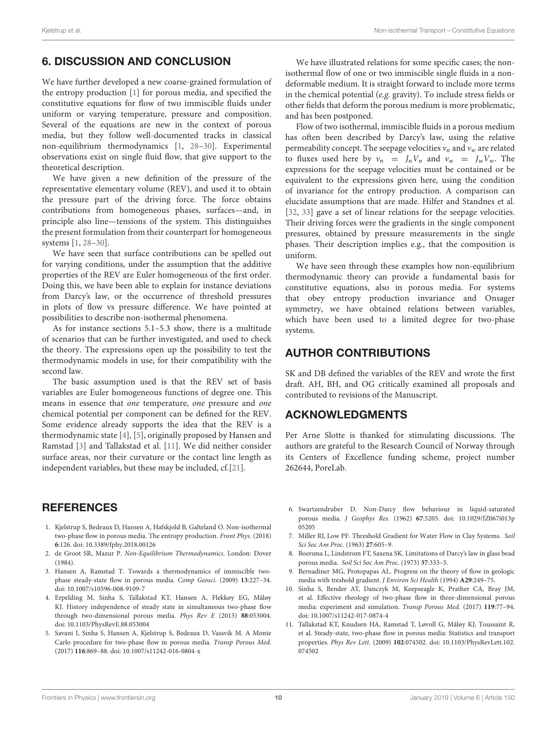## 6. DISCUSSION AND CONCLUSION

We have further developed a new coarse-grained formulation of the entropy production [1] for porous media, and specified the constitutive equations for flow of two immiscible fluids under uniform or varying temperature, pressure and composition. Several of the equations are new in the context of porous media, but they follow well-documented tracks in classical non-equilibrium thermodynamics [1, 28–30]. Experimental observations exist on single fluid flow, that give support to the theoretical description.

We have given a new definition of the pressure of the representative elementary volume (REV), and used it to obtain the pressure part of the driving force. The force obtains contributions from homogeneous phases, surfaces—and, in principle also line—tensions of the system. This distinguishes the present formulation from their counterpart for homogeneous systems [1, 28–30].

We have seen that surface contributions can be spelled out for varying conditions, under the assumption that the additive properties of the REV are Euler homogeneous of the first order. Doing this, we have been able to explain for instance deviations from Darcy's law, or the occurrence of threshold pressures in plots of flow vs pressure difference. We have pointed at possibilities to describe non-isothermal phenomena.

As for instance sections 5.1–5.3 show, there is a multitude of scenarios that can be further investigated, and used to check the theory. The expressions open up the possibility to test the thermodynamic models in use, for their compatibility with the second law.

The basic assumption used is that the REV set of basis variables are Euler homogeneous functions of degree one. This means in essence that *one* temperature, *one* pressure and *one* chemical potential per component can be defined for the REV. Some evidence already supports the idea that the REV is a thermodynamic state [4], [5], originally proposed by Hansen and Ramstad [3] and Tallakstad et al. [11]. We did neither consider surface areas, nor their curvature or the contact line length as independent variables, but these may be included, cf.[21].

We have illustrated relations for some specific cases; the non-isothermal flow of one or two immiscible single fluids in a non-deformable medium. It is straight forward to include more terms in the chemical potential (*e.g.* gravity). To include stress fields or other fields that deform the porous medium is more problematic, and has been postponed.

Flow of two isothermal, immiscible fluids in a porous medium has often been described by Darcy's law, using the relative permeability concept. The seepage velocities $v_n$ and $v_w$ are related to fluxes used here by $v_n = J_n V_n$ and $v_w = J_w V_w$. The expressions for the seepage velocities must be contained or be equivalent to the expressions given here, using the condition of invariance for the entropy production. A comparison can elucidate assumptions that are made. Hilfer and Standnes et al. [32, 33] gave a set of linear relations for the seepage velocities. Their driving forces were the gradients in the single component pressures, obtained by pressure measurements in the single phases. Their description implies e.g., that the composition is uniform.

We have seen through these examples how non-equilibrium thermodynamic theory can provide a fundamental basis for constitutive equations, also in porous media. For systems that obey entropy production invariance and Onsager symmetry, we have obtained relations between variables, which have been used to a limited degree for two-phase systems.

## AUTHOR CONTRIBUTIONS

SK and DB defined the variables of the REV and wrote the first draft. AH, BH, and OG critically examined all proposals and contributed to revisions of the Manuscript.

## ACKNOWLEDGMENTS

Per Arne Slotte is thanked for stimulating discussions. The authors are grateful to the Research Council of Norway through its Centers of Excellence funding scheme, project number 262644, PoreLab.

## REFERENCES

1. Kjelstrup S, Bedeaux D, Hansen A, Hafskjold B, Galteland O. Non-isothermal two-phase flow in porous media. The entropy production. *Front Phys.* (2018) **6**:126. doi: 10.3389/fphy.2018.00126
2. de Groot SR, Mazur P. *Non-Equilibrium Thermodynamics*. London: Dover (1984).
3. Hansen A, Ramstad T. Towards a thermodynamics of immiscible two-phase steady-state flow in porous media. *Comp Geosci.* (2009) **13**:227–34. doi: 10.1007/s10596-008-9109-7
4. Erpelding M, Sinha S, Tallakstad KT, Hansen A, Flekkøy EG, Måløy KJ. History independence of steady state in simultaneous two-phase flow through two-dimensional porous media. *Phys Rev E* (2013) **88**:053004. doi: 10.1103/PhysRevE.88.053004
5. Savani I, Sinha S, Hansen A, Kjelstrup S, Bedeaux D, Vassvik M. A Monte Carlo procedure for two-phase flow in porous media. *Transp Porous Med.* (2017) **116**:869–88. doi: 10.1007/s11242-016-0804-x
6. Swartzendruber D. Non-Darcy flow behaviour in liquid-saturated porous media. *J Geophys Res.* (1962) **67**:5205. doi: 10.1029/JZ067i013p05205
7. Miller RJ, Low PF. Threshold Gradient for Water Flow in Clay Systems. *Soil Sci Soc Am Proc.* (1963) **27**:605–9.
8. Boersma L, Lindstrom FT, Saxena SK. Limitations of Darcy's law in glass bead porous media. *Soil Sci Soc Am Proc.* (1973) **37**:333–5.
9. Bernadiner MG, Protopapas AL. Progress on the theory of flow in geologic media with treshold gradient. *J Environ Sci Health* (1994) **A29**:249–75.
10. Sinha S, Bender AT, Danczyk M, Keepseagle K, Prather CA, Bray JM, et al. Effective rheology of two-phase flow in three-dimensional porous media: experiment and simulation. *Transp Porous Med.* (2017) **119**:77–94. doi: 10.1007/s11242-017-0874-4
11. Tallakstad KT, Knudsen HA, Ramstad T, Løvoll G, Måløy KJ, Toussaint R, et al. Steady-state, two-phase flow in porous media: Statistics and transport properties. *Phys Rev Lett.* (2009) **102**:074502. doi: 10.1103/PhysRevLett.102.074502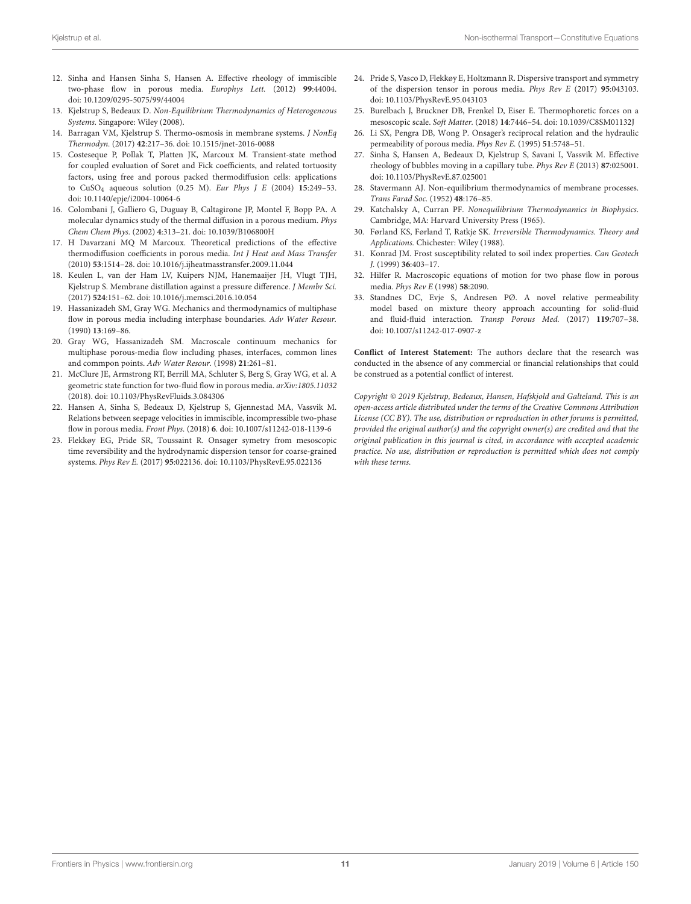12. Sinha and Hansen Sinha S, Hansen A. Effective rheology of immiscible two-phase flow in porous media. *Europhys Lett.* (2012) **99**:44004. doi: 10.1209/0295-5075/99/44004
13. Kjelstrup S, Bedeaux D. *Non-Equilibrium Thermodynamics of Heterogeneous Systems.* Singapore: Wiley (2008).
14. Barragan VM, Kjelstrup S. Thermo-osmosis in membrane systems. *J NonEq Thermodyn.* (2017) **42**:217–36. doi: 10.1515/jnet-2016-0088
15. Costeseque P, Pollak T, Platten JK, Marcoux M. Transient-state method for coupled evaluation of Soret and Fick coefficients, and related tortuosity factors, using free and porous packed thermodiffusion cells: applications to $CuSO_4$ aqueous solution (0.25 M). *Eur Phys J E* (2004) **15**:249–53. doi: 10.1140/epje/i2004-10064-6
16. Colombani J, Galliero G, Duguay B, Caltagirone JP, Montel F, Bopp PA. A molecular dynamics study of the thermal diffusion in a porous medium. *Phys Chem Chem Phys.* (2002) **4**:313–21. doi: 10.1039/B106800H
17. H Davarzani MQ M Marcoux. Theoretical predictions of the effective thermodiffusion coefficients in porous media. *Int J Heat and Mass Transfer* (2010) **53**:1514–28. doi: 10.1016/j.ijheatmasstransfer.2009.11.044
18. Keulen L, van der Ham LV, Kuipers NJM, Hanemaaijer JH, Vlugt TJH, Kjelstrup S. Membrane distillation against a pressure difference. *J Membr Sci.* (2017) **524**:151–62. doi: 10.1016/j.memsci.2016.10.054
19. Hassanizadeh SM, Gray WG. Mechanics and thermodynamics of multiphase flow in porous media including interphase boundaries. *Adv Water Resour.* (1990) **13**:169–86.
20. Gray WG, Hassanizadeh SM. Macroscale continuum mechanics for multiphase porous-media flow including phases, interfaces, common lines and commpon points. *Adv Water Resour.* (1998) **21**:261–81.
21. McClure JE, Armstrong RT, Berrill MA, Schluter S, Berg S, Gray WG, et al. A geometric state function for two-fluid flow in porous media. *arXiv:1805.11032* (2018). doi: 10.1103/PhysRevFluids.3.084306
22. Hansen A, Sinha S, Bedeaux D, Kjelstrup S, Gjennestad MA, Vassvik M. Relations between seepage velocities in immiscible, incompressible two-phase flow in porous media. *Front Phys.* (2018) **6**. doi: 10.1007/s11242-018-1139-6
23. Flekkøy EG, Pride SR, Toussaint R. Onsager symetry from mesoscopic time reversibility and the hydrodynamic dispersion tensor for coarse-grained systems. *Phys Rev E.* (2017) **95**:022136. doi: 10.1103/PhysRevE.95.022136
24. Pride S, Vasco D, Flekkøy E, Holtzmann R. Dispersive transport and symmetry of the dispersion tensor in porous media. *Phys Rev E* (2017) **95**:043103. doi: 10.1103/PhysRevE.95.043103
25. Burelbach J, Bruckner DB, Frenkel D, Eiser E. Thermophoretic forces on a mesoscopic scale. *Soft Matter.* (2018) **14**:7446–54. doi: 10.1039/C8SM01132J
26. Li SX, Pengra DB, Wong P. Onsager's reciprocal relation and the hydraulic permeability of porous media. *Phys Rev E.* (1995) **51**:5748–51.
27. Sinha S, Hansen A, Bedeaux D, Kjelstrup S, Savani I, Vassvik M. Effective rheology of bubbles moving in a capillary tube. *Phys Rev E* (2013) **87**:025001. doi: 10.1103/PhysRevE.87.025001
28. Stavermann AJ. Non-equilibrium thermodynamics of membrane processes. *Trans Farad Soc.* (1952) **48**:176–85.
29. Katchalsky A, Curran PF. *Nonequilibrium Thermodynamics in Biophysics.* Cambridge, MA: Harvard University Press (1965).
30. Førland KS, Førland T, Ratkje SK. *Irreversible Thermodynamics. Theory and Applications.* Chichester: Wiley (1988).
31. Konrad JM. Frost susceptibility related to soil index properties. *Can Geotech J.* (1999) **36**:403–17.
32. Hilfer R. Macroscopic equations of motion for two phase flow in porous media. *Phys Rev E* (1998) **58**:2090.
33. Standnes DC, Evje S, Andresen PØ. A novel relative permeability model based on mixture theory approach accounting for solid-fluid and fluid-fluid interaction. *Transp Porous Med.* (2017) **119**:707–38. doi: 10.1007/s11242-017-0907-z

**Conflict of Interest Statement:** The authors declare that the research was conducted in the absence of any commercial or financial relationships that could be construed as a potential conflict of interest.

*Copyright © 2019 Kjelstrup, Bedeaux, Hansen, Hafskjold and Galteland. This is an open-access article distributed under the terms of the Creative Commons Attribution License (CC BY). The use, distribution or reproduction in other forums is permitted, provided the original author(s) and the copyright owner(s) are credited and that the original publication in this journal is cited, in accordance with accepted academic practice. No use, distribution or reproduction is permitted which does not comply with these terms.*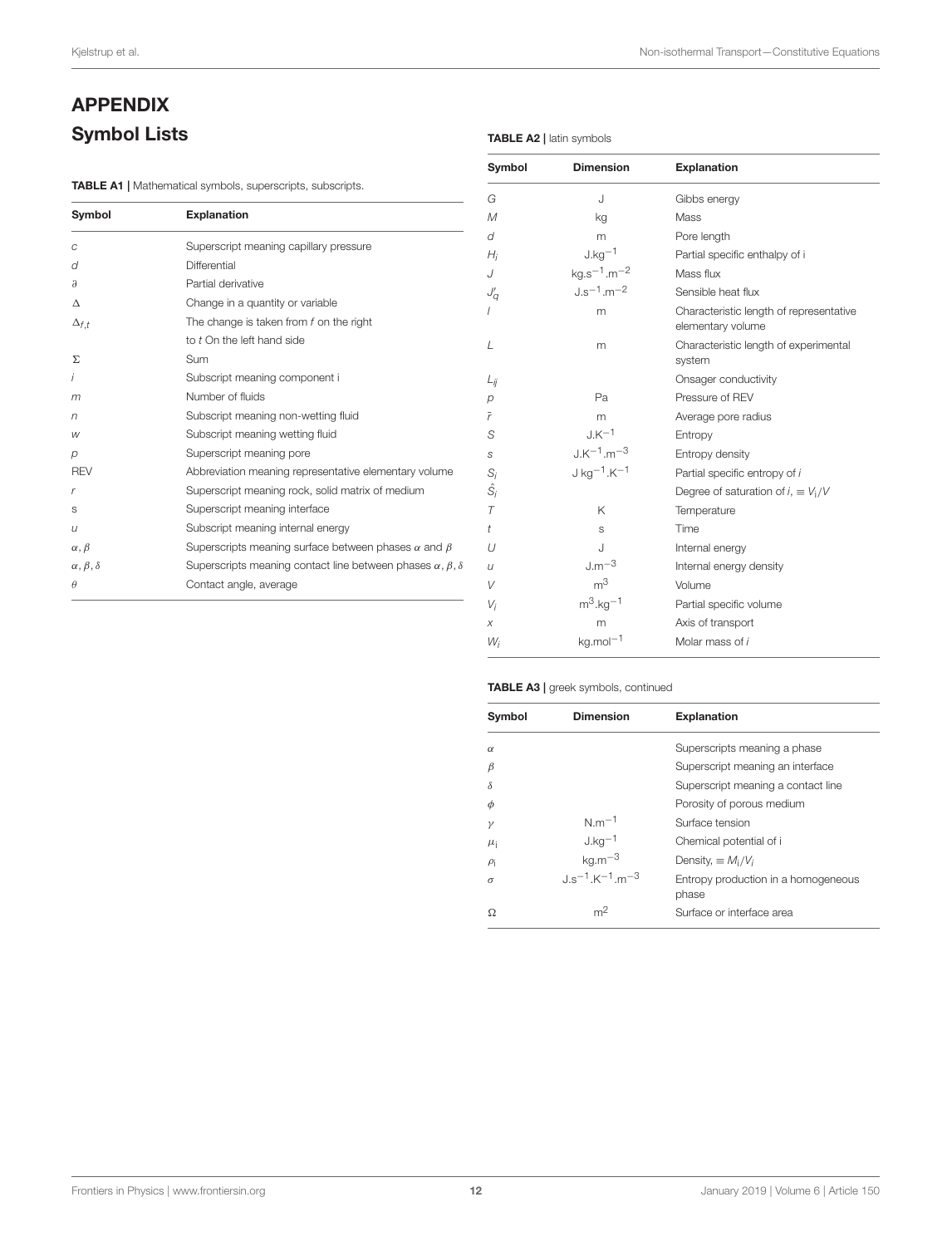# APPENDIX

## Symbol Lists

**TABLE A1 |** Mathematical symbols, superscripts, subscripts.

| Symbol | Explanation |
|---|---|
| $c$ | Superscript meaning capillary pressure |
| $d$ | Differential |
| $\partial$ | Partial derivative |
| $\Delta$ | Change in a quantity or variable |
| $\Delta_{f,t}$ | The change is taken from $f$ on the right to $t$ On the left hand side |
| $\Sigma$ | Sum |
| $i$ | Subscript meaning component i |
| $m$ | Number of fluids |
| $n$ | Subscript meaning non-wetting fluid |
| $w$ | Subscript meaning wetting fluid |
| $p$ | Superscript meaning pore |
| REV | Abbreviation meaning representative elementary volume |
| $r$ | Superscript meaning rock, solid matrix of medium |
| s | Superscript meaning interface |
| $u$ | Subscript meaning internal energy |
| $\alpha, \beta$ | Superscripts meaning surface between phases $\alpha$ and $\beta$ |
| $\alpha, \beta, \delta$ | Superscripts meaning contact line between phases $\alpha, \beta, \delta$ |
| $\theta$ | Contact angle, average |

**TABLE A2 |** latin symbols

| Symbol | Dimension | Explanation |
|---|---|---|
| $G$ | J | Gibbs energy |
| $M$ | kg | Mass |
| $d$ | m | Pore length |
| $H_i$ | $J.kg^{-1}$ | Partial specific enthalpy of i |
| $J$ | $kg.s^{-1}.m^{-2}$ | Mass flux |
| $J'_q$ | $J.s^{-1}.m^{-2}$ | Sensible heat flux |
| $l$ | m | Characteristic length of representative elementary volume |
| $L$ | m | Characteristic length of experimental system |
| $L_{ij}$ | | Onsager conductivity |
| $p$ | Pa | Pressure of REV |
| $\bar{r}$ | m | Average pore radius |
| $S$ | $J.K^{-1}$ | Entropy |
| $s$ | $J.K^{-1}.m^{-3}$ | Entropy density |
| $S_i$ | $J\ kg^{-1}.K^{-1}$ | Partial specific entropy of $i$ |
| $\hat{S}_i$ | | Degree of saturation of $i$, $\equiv V_i/V$ |
| $T$ | K | Temperature |
| $t$ | s | Time |
| $U$ | J | Internal energy |
| $u$ | $J.m^{-3}$ | Internal energy density |
| $V$ | $m^3$ | Volume |
| $V_i$ | $m^3.kg^{-1}$ | Partial specific volume |
| $x$ | m | Axis of transport |
| $W_i$ | $kg.mol^{-1}$ | Molar mass of $i$ |

**TABLE A3 |** greek symbols, continued

| Symbol | Dimension | Explanation |
|---|---|---|
| $\alpha$ | | Superscripts meaning a phase |
| $\beta$ | | Superscript meaning an interface |
| $\delta$ | | Superscript meaning a contact line |
| $\phi$ | | Porosity of porous medium |
| $\gamma$ | $N.m^{-1}$ | Surface tension |
| $\mu_i$ | $J.kg^{-1}$ | Chemical potential of i |
| $\rho_i$ | $kg.m^{-3}$ | Density, $\equiv M_i/V_i$ |
| $\sigma$ | $J.s^{-1}.K^{-1}.m^{-3}$ | Entropy production in a homogeneous phase |
| $\Omega$ | $m^2$ | Surface or interface area |